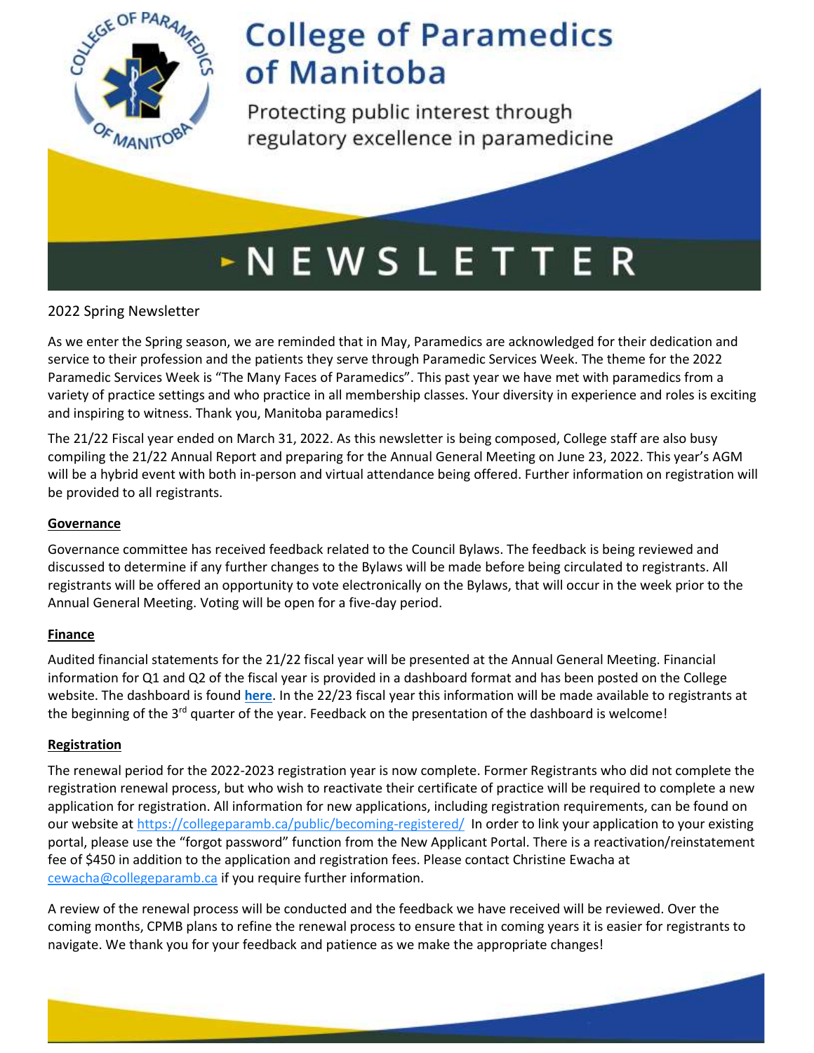# College of Paramedics of Manitoba

Protecting public interest through regulatory excellence in paramedicine

# NEWSLETTER

2022 Spring Newsletter

As we enter the Spring season, we are reminded that in May, Paramedics are acknowledged for their dedication and service to their profession and the patients they serve through Paramedic Services Week. The theme for the 2022 Paramedic Services Week is "The Many Faces of Paramedics". This past year we have met with paramedics from a variety of practice settings and who practice in all membership classes. Your diversity in experience and roles is exciting and inspiring to witness. Thank you, Manitoba paramedics!

The 21/22 Fiscal year ended on March 31, 2022. As this newsletter is being composed, College staff are also busy compiling the 21/22 Annual Report and preparing for the Annual General Meeting on June 23, 2022. This year's AGM will be a hybrid event with both in-person and virtual attendance being offered. Further information on registration will be provided to all registrants.

## Governance

Governance committee has received feedback related to the Council Bylaws. The feedback is being reviewed and discussed to determine if any further changes to the Bylaws will be made before being circulated to registrants. All registrants will be offered an opportunity to vote electronically on the Bylaws, that will occur in the week prior to the Annual General Meeting. Voting will be open for a five-day period.

## Finance

Audited financial statements for the 21/22 fiscal year will be presented at the Annual General Meeting. Financial information for Q1 and Q2 of the fiscal year is provided in a dashboard format and has been posted on the College website. The dashboard is found **here**. In the 22/23 fiscal year this information will be made available to registrants at the beginning of the 3rd quarter of the year. Feedback on the presentation of the dashboard is welcome!

## Registration

The renewal period for the 2022-2023 registration year is now complete. Former Registrants who did not complete the registration renewal process, but who wish to reactivate their certificate of practice will be required to complete a new application for registration. All information for new applications, including registration requirements, can be found on our website at https://collegeparamb.ca/public/becoming-registered/ In order to link your application to your existing portal, please use the "forgot password" function from the New Applicant Portal. There is a reactivation/reinstatement fee of $450 in addition to the application and registration fees. Please contact Christine Ewacha at cewacha@collegeparamb.ca if you require further information.

A review of the renewal process will be conducted and the feedback we have received will be reviewed. Over the coming months, CPMB plans to refine the renewal process to ensure that in coming years it is easier for registrants to navigate. We thank you for your feedback and patience as we make the appropriate changes!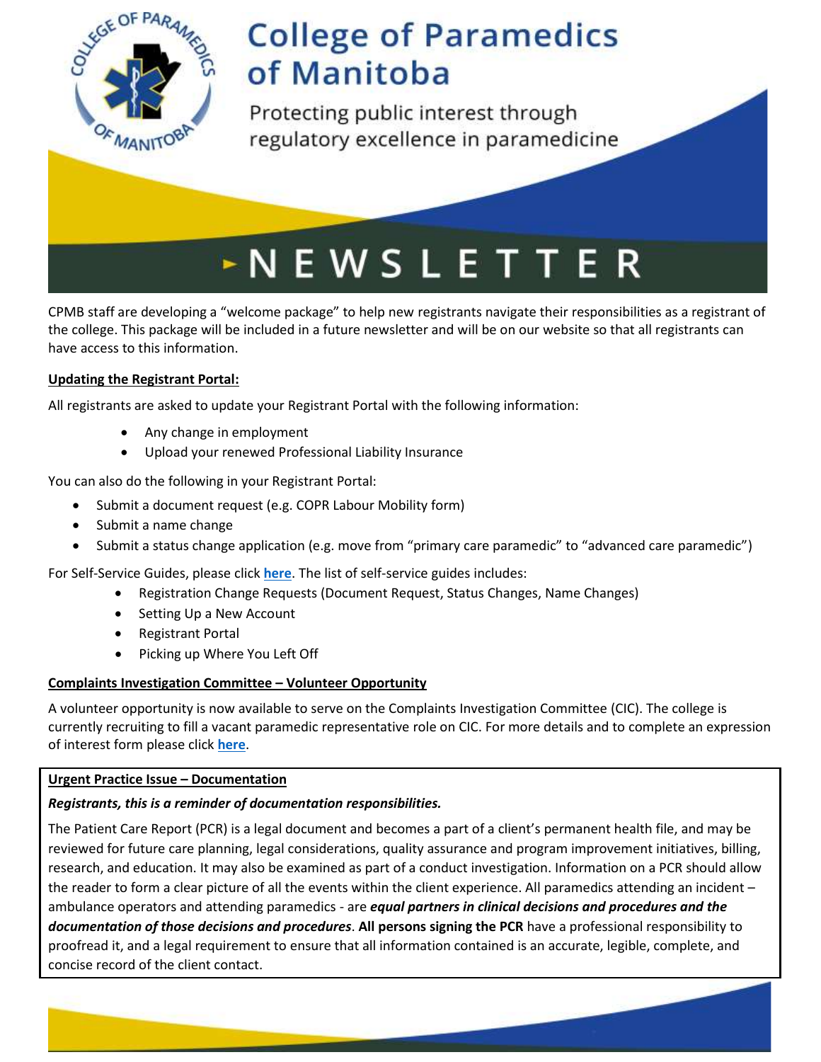# College of Paramedics of Manitoba

Protecting public interest through regulatory excellence in paramedicine

# NEWSLETTER

CPMB staff are developing a "welcome package" to help new registrants navigate their responsibilities as a registrant of the college. This package will be included in a future newsletter and will be on our website so that all registrants can have access to this information.

**Updating the Registrant Portal:**

All registrants are asked to update your Registrant Portal with the following information:

- Any change in employment
- Upload your renewed Professional Liability Insurance

You can also do the following in your Registrant Portal:

- Submit a document request (e.g. COPR Labour Mobility form)
- Submit a name change
- Submit a status change application (e.g. move from "primary care paramedic" to "advanced care paramedic")

For Self-Service Guides, please click **here**. The list of self-service guides includes:

- Registration Change Requests (Document Request, Status Changes, Name Changes)
- Setting Up a New Account
- Registrant Portal
- Picking up Where You Left Off

**Complaints Investigation Committee – Volunteer Opportunity**

A volunteer opportunity is now available to serve on the Complaints Investigation Committee (CIC). The college is currently recruiting to fill a vacant paramedic representative role on CIC. For more details and to complete an expression of interest form please click **here**.

**Urgent Practice Issue – Documentation**

***Registrants, this is a reminder of documentation responsibilities.***

The Patient Care Report (PCR) is a legal document and becomes a part of a client's permanent health file, and may be reviewed for future care planning, legal considerations, quality assurance and program improvement initiatives, billing, research, and education. It may also be examined as part of a conduct investigation. Information on a PCR should allow the reader to form a clear picture of all the events within the client experience. All paramedics attending an incident – ambulance operators and attending paramedics - are ***equal partners in clinical decisions and procedures and the documentation of those decisions and procedures***. **All persons signing the PCR** have a professional responsibility to proofread it, and a legal requirement to ensure that all information contained is an accurate, legible, complete, and concise record of the client contact.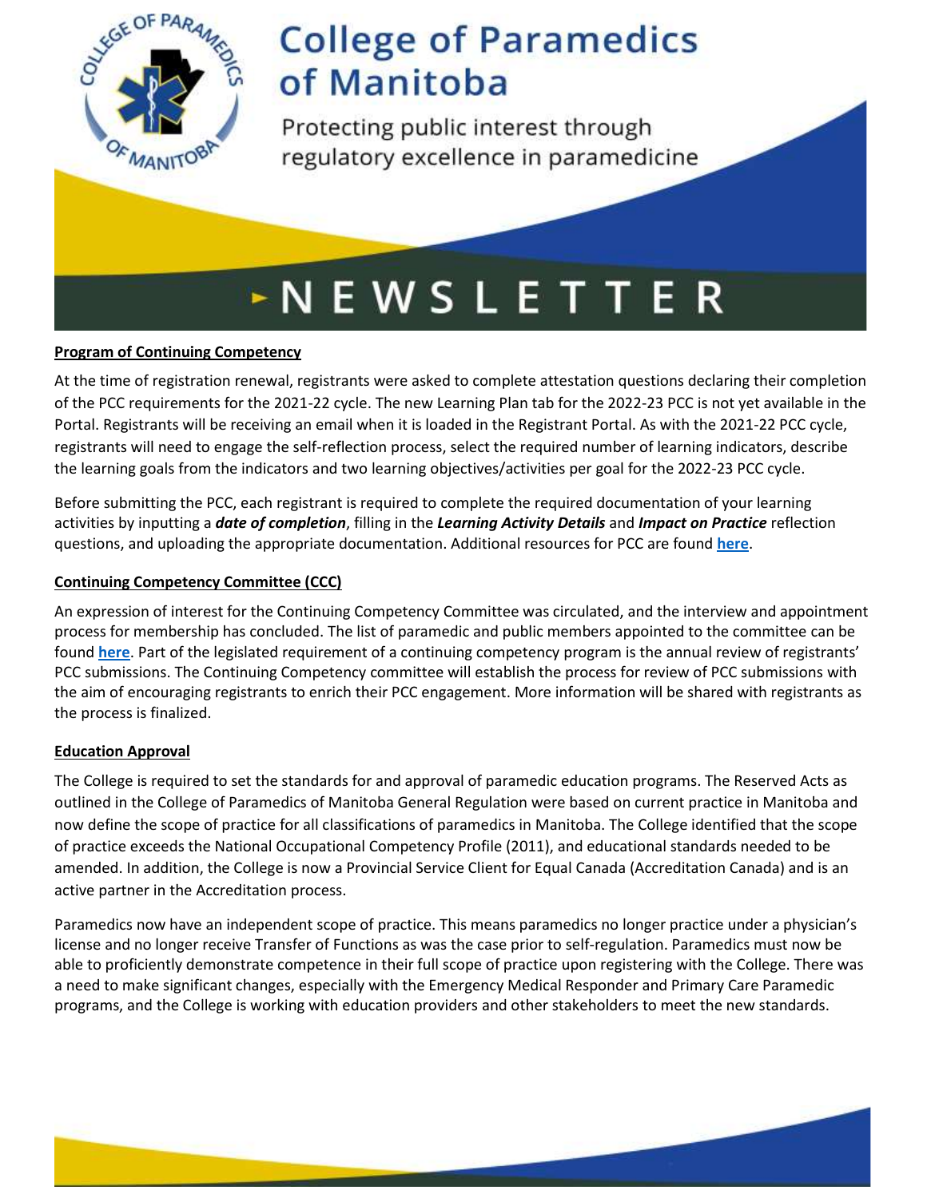# College of Paramedics of Manitoba

Protecting public interest through regulatory excellence in paramedicine

# NEWSLETTER

**Program of Continuing Competency**

At the time of registration renewal, registrants were asked to complete attestation questions declaring their completion of the PCC requirements for the 2021-22 cycle. The new Learning Plan tab for the 2022-23 PCC is not yet available in the Portal. Registrants will be receiving an email when it is loaded in the Registrant Portal. As with the 2021-22 PCC cycle, registrants will need to engage the self-reflection process, select the required number of learning indicators, describe the learning goals from the indicators and two learning objectives/activities per goal for the 2022-23 PCC cycle.

Before submitting the PCC, each registrant is required to complete the required documentation of your learning activities by inputting a ***date of completion***, filling in the ***Learning Activity Details*** and ***Impact on Practice*** reflection questions, and uploading the appropriate documentation. Additional resources for PCC are found **here**.

**Continuing Competency Committee (CCC)**

An expression of interest for the Continuing Competency Committee was circulated, and the interview and appointment process for membership has concluded. The list of paramedic and public members appointed to the committee can be found **here**. Part of the legislated requirement of a continuing competency program is the annual review of registrants' PCC submissions. The Continuing Competency committee will establish the process for review of PCC submissions with the aim of encouraging registrants to enrich their PCC engagement. More information will be shared with registrants as the process is finalized.

**Education Approval**

The College is required to set the standards for and approval of paramedic education programs. The Reserved Acts as outlined in the College of Paramedics of Manitoba General Regulation were based on current practice in Manitoba and now define the scope of practice for all classifications of paramedics in Manitoba. The College identified that the scope of practice exceeds the National Occupational Competency Profile (2011), and educational standards needed to be amended. In addition, the College is now a Provincial Service Client for Equal Canada (Accreditation Canada) and is an active partner in the Accreditation process.

Paramedics now have an independent scope of practice. This means paramedics no longer practice under a physician's license and no longer receive Transfer of Functions as was the case prior to self-regulation. Paramedics must now be able to proficiently demonstrate competence in their full scope of practice upon registering with the College. There was a need to make significant changes, especially with the Emergency Medical Responder and Primary Care Paramedic programs, and the College is working with education providers and other stakeholders to meet the new standards.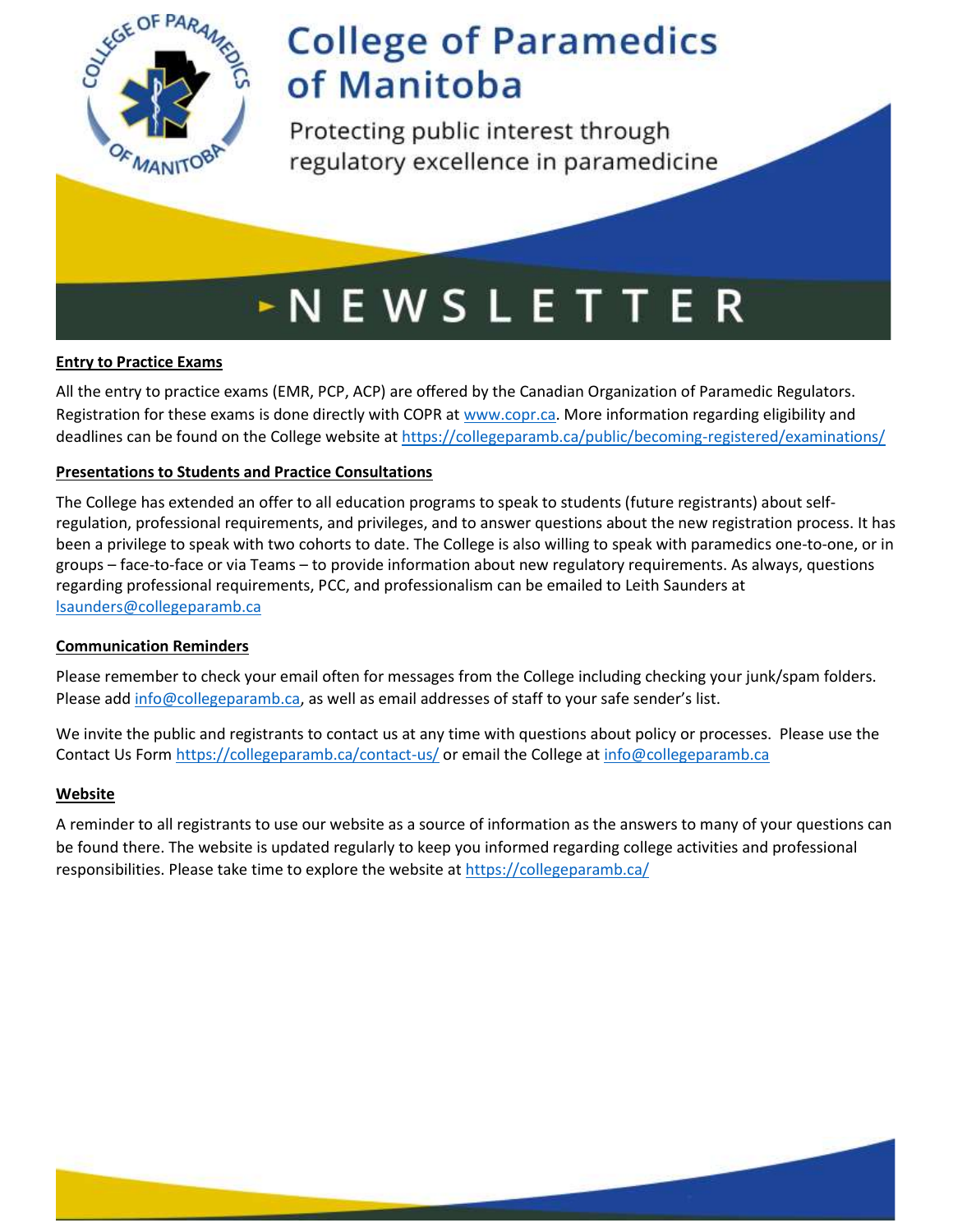# College of Paramedics of Manitoba

Protecting public interest through regulatory excellence in paramedicine

# NEWSLETTER

**Entry to Practice Exams**

All the entry to practice exams (EMR, PCP, ACP) are offered by the Canadian Organization of Paramedic Regulators. Registration for these exams is done directly with COPR at www.copr.ca. More information regarding eligibility and deadlines can be found on the College website at https://collegeparamb.ca/public/becoming-registered/examinations/

**Presentations to Students and Practice Consultations**

The College has extended an offer to all education programs to speak to students (future registrants) about self-regulation, professional requirements, and privileges, and to answer questions about the new registration process. It has been a privilege to speak with two cohorts to date. The College is also willing to speak with paramedics one-to-one, or in groups – face-to-face or via Teams – to provide information about new regulatory requirements. As always, questions regarding professional requirements, PCC, and professionalism can be emailed to Leith Saunders at lsaunders@collegeparamb.ca

**Communication Reminders**

Please remember to check your email often for messages from the College including checking your junk/spam folders. Please add info@collegeparamb.ca, as well as email addresses of staff to your safe sender's list.

We invite the public and registrants to contact us at any time with questions about policy or processes. Please use the Contact Us Form https://collegeparamb.ca/contact-us/ or email the College at info@collegeparamb.ca

**Website**

A reminder to all registrants to use our website as a source of information as the answers to many of your questions can be found there. The website is updated regularly to keep you informed regarding college activities and professional responsibilities. Please take time to explore the website at https://collegeparamb.ca/